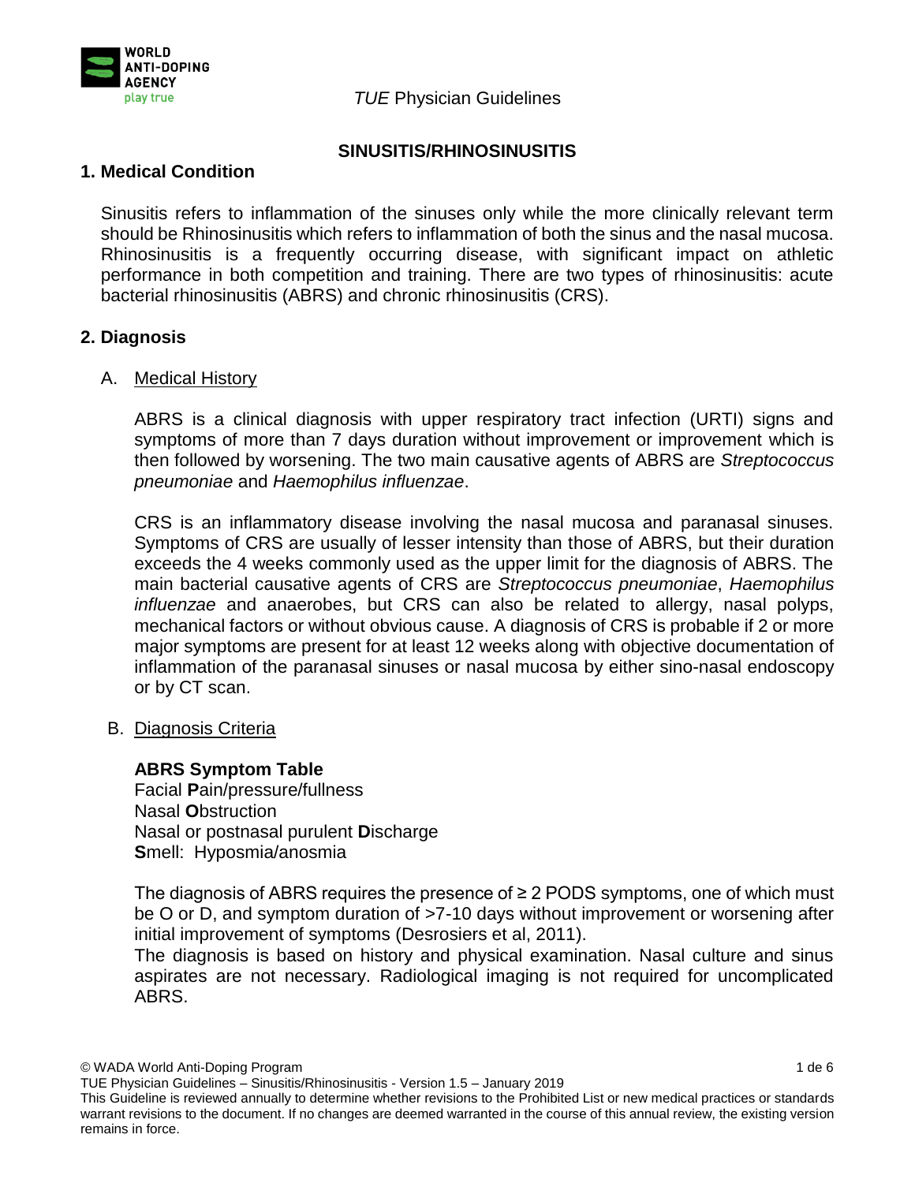# SINUSITIS/RHINOSINUSITIS

## 1. Medical Condition

Sinusitis refers to inflammation of the sinuses only while the more clinically relevant term should be Rhinosinusitis which refers to inflammation of both the sinus and the nasal mucosa. Rhinosinusitis is a frequently occurring disease, with significant impact on athletic performance in both competition and training. There are two types of rhinosinusitis: acute bacterial rhinosinusitis (ABRS) and chronic rhinosinusitis (CRS).

## 2. Diagnosis

### A. Medical History

ABRS is a clinical diagnosis with upper respiratory tract infection (URTI) signs and symptoms of more than 7 days duration without improvement or improvement which is then followed by worsening. The two main causative agents of ABRS are *Streptococcus pneumoniae* and *Haemophilus influenzae*.

CRS is an inflammatory disease involving the nasal mucosa and paranasal sinuses. Symptoms of CRS are usually of lesser intensity than those of ABRS, but their duration exceeds the 4 weeks commonly used as the upper limit for the diagnosis of ABRS. The main bacterial causative agents of CRS are *Streptococcus pneumoniae*, *Haemophilus influenzae* and anaerobes, but CRS can also be related to allergy, nasal polyps, mechanical factors or without obvious cause. A diagnosis of CRS is probable if 2 or more major symptoms are present for at least 12 weeks along with objective documentation of inflammation of the paranasal sinuses or nasal mucosa by either sino-nasal endoscopy or by CT scan.

### B. Diagnosis Criteria

**ABRS Symptom Table**
Facial **P**ain/pressure/fullness
Nasal **O**bstruction
Nasal or postnasal purulent **D**ischarge
**S**mell: Hyposmia/anosmia

The diagnosis of ABRS requires the presence of ≥ 2 PODS symptoms, one of which must be O or D, and symptom duration of >7-10 days without improvement or worsening after initial improvement of symptoms (Desrosiers et al, 2011).
The diagnosis is based on history and physical examination. Nasal culture and sinus aspirates are not necessary. Radiological imaging is not required for uncomplicated ABRS.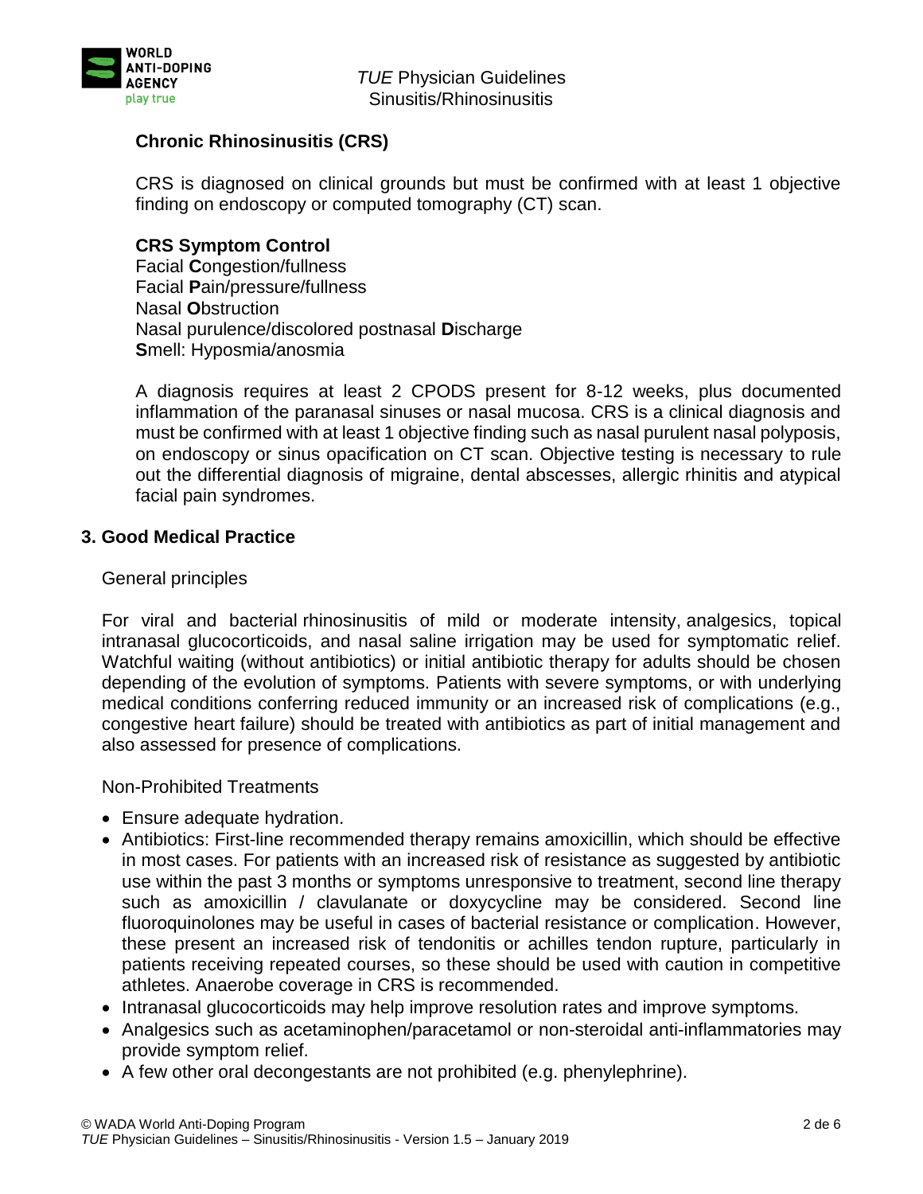### Chronic Rhinosinusitis (CRS)

CRS is diagnosed on clinical grounds but must be confirmed with at least 1 objective finding on endoscopy or computed tomography (CT) scan.

**CRS Symptom Control**
Facial **C**ongestion/fullness
Facial **P**ain/pressure/fullness
Nasal **O**bstruction
Nasal purulence/discolored postnasal **D**ischarge
**S**mell: Hyposmia/anosmia

A diagnosis requires at least 2 CPODS present for 8-12 weeks, plus documented inflammation of the paranasal sinuses or nasal mucosa. CRS is a clinical diagnosis and must be confirmed with at least 1 objective finding such as nasal purulent nasal polyposis, on endoscopy or sinus opacification on CT scan. Objective testing is necessary to rule out the differential diagnosis of migraine, dental abscesses, allergic rhinitis and atypical facial pain syndromes.

## 3. Good Medical Practice

General principles

For viral and bacterial rhinosinusitis of mild or moderate intensity, analgesics, topical intranasal glucocorticoids, and nasal saline irrigation may be used for symptomatic relief. Watchful waiting (without antibiotics) or initial antibiotic therapy for adults should be chosen depending of the evolution of symptoms. Patients with severe symptoms, or with underlying medical conditions conferring reduced immunity or an increased risk of complications (e.g., congestive heart failure) should be treated with antibiotics as part of initial management and also assessed for presence of complications.

Non-Prohibited Treatments

- Ensure adequate hydration.
- Antibiotics: First-line recommended therapy remains amoxicillin, which should be effective in most cases. For patients with an increased risk of resistance as suggested by antibiotic use within the past 3 months or symptoms unresponsive to treatment, second line therapy such as amoxicillin / clavulanate or doxycycline may be considered. Second line fluoroquinolones may be useful in cases of bacterial resistance or complication. However, these present an increased risk of tendonitis or achilles tendon rupture, particularly in patients receiving repeated courses, so these should be used with caution in competitive athletes. Anaerobe coverage in CRS is recommended.
- Intranasal glucocorticoids may help improve resolution rates and improve symptoms.
- Analgesics such as acetaminophen/paracetamol or non-steroidal anti-inflammatories may provide symptom relief.
- A few other oral decongestants are not prohibited (e.g. phenylephrine).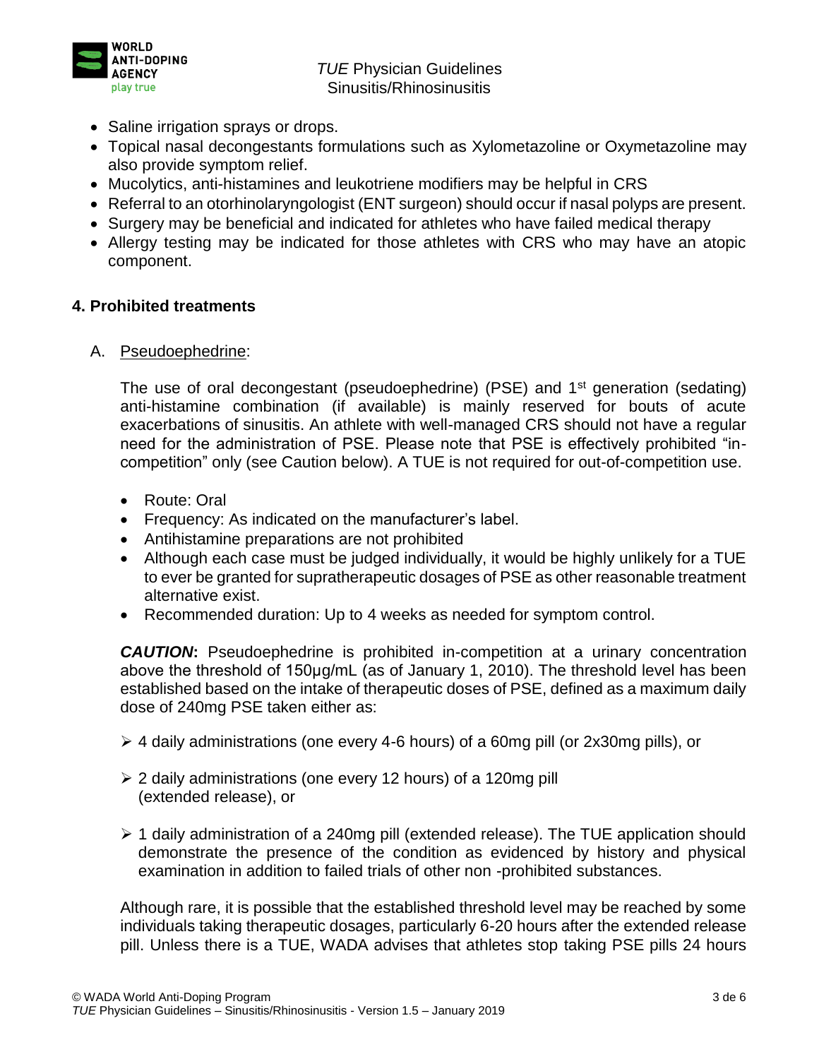- Saline irrigation sprays or drops.
- Topical nasal decongestants formulations such as Xylometazoline or Oxymetazoline may also provide symptom relief.
- Mucolytics, anti-histamines and leukotriene modifiers may be helpful in CRS
- Referral to an otorhinolaryngologist (ENT surgeon) should occur if nasal polyps are present.
- Surgery may be beneficial and indicated for athletes who have failed medical therapy
- Allergy testing may be indicated for those athletes with CRS who may have an atopic component.

## 4. Prohibited treatments

A. Pseudoephedrine:

The use of oral decongestant (pseudoephedrine) (PSE) and 1st generation (sedating) anti-histamine combination (if available) is mainly reserved for bouts of acute exacerbations of sinusitis. An athlete with well-managed CRS should not have a regular need for the administration of PSE. Please note that PSE is effectively prohibited "in-competition" only (see Caution below). A TUE is not required for out-of-competition use.

- Route: Oral
- Frequency: As indicated on the manufacturer's label.
- Antihistamine preparations are not prohibited
- Although each case must be judged individually, it would be highly unlikely for a TUE to ever be granted for supratherapeutic dosages of PSE as other reasonable treatment alternative exist.
- Recommended duration: Up to 4 weeks as needed for symptom control.

***CAUTION*:** Pseudoephedrine is prohibited in-competition at a urinary concentration above the threshold of 150µg/mL (as of January 1, 2010). The threshold level has been established based on the intake of therapeutic doses of PSE, defined as a maximum daily dose of 240mg PSE taken either as:

- 4 daily administrations (one every 4-6 hours) of a 60mg pill (or 2x30mg pills), or
- 2 daily administrations (one every 12 hours) of a 120mg pill (extended release), or
- 1 daily administration of a 240mg pill (extended release). The TUE application should demonstrate the presence of the condition as evidenced by history and physical examination in addition to failed trials of other non -prohibited substances.

Although rare, it is possible that the established threshold level may be reached by some individuals taking therapeutic dosages, particularly 6-20 hours after the extended release pill. Unless there is a TUE, WADA advises that athletes stop taking PSE pills 24 hours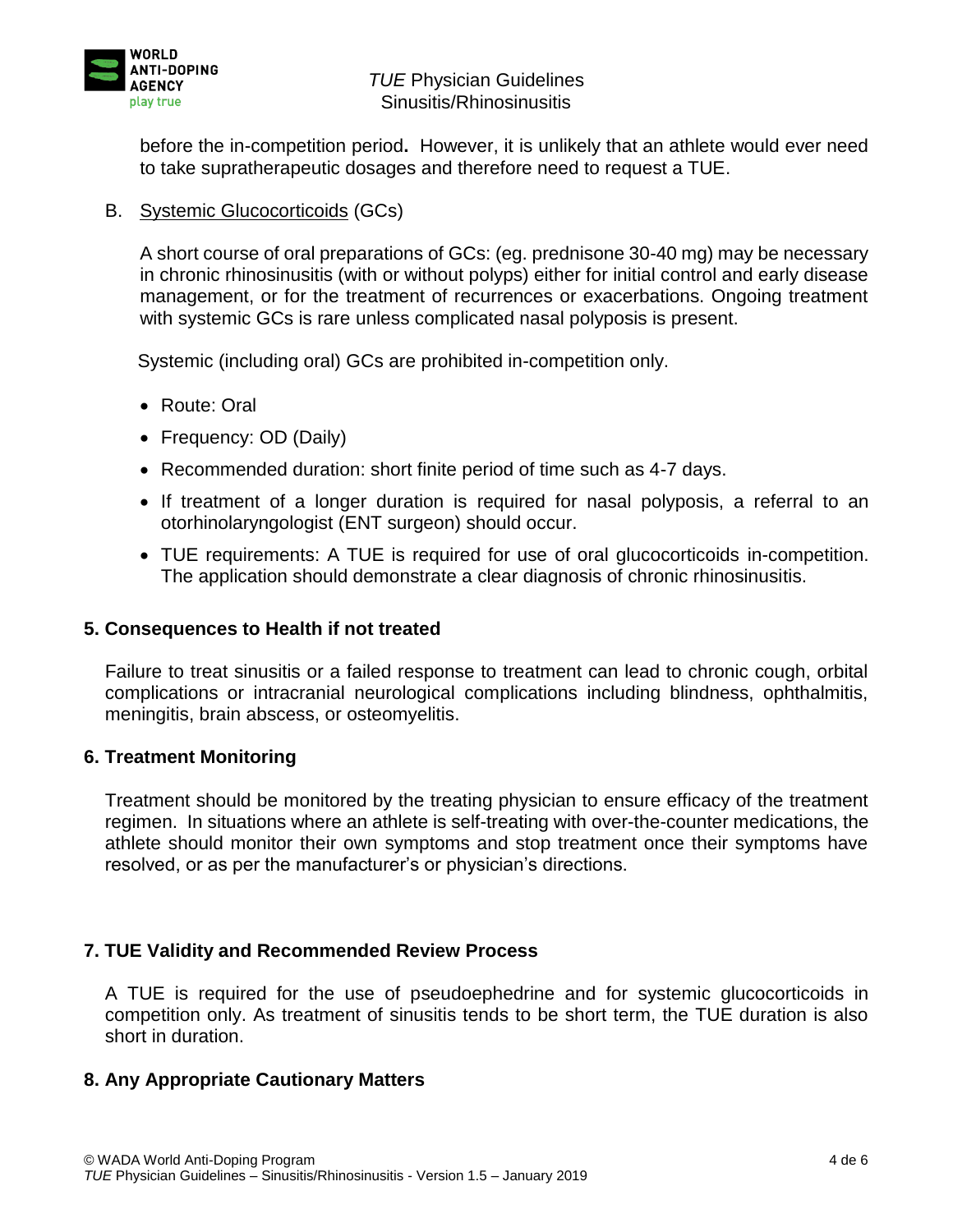before the in-competition period**.** However, it is unlikely that an athlete would ever need to take supratherapeutic dosages and therefore need to request a TUE.

B. Systemic Glucocorticoids (GCs)

A short course of oral preparations of GCs: (eg. prednisone 30-40 mg) may be necessary in chronic rhinosinusitis (with or without polyps) either for initial control and early disease management, or for the treatment of recurrences or exacerbations. Ongoing treatment with systemic GCs is rare unless complicated nasal polyposis is present.

Systemic (including oral) GCs are prohibited in-competition only.

- Route: Oral
- Frequency: OD (Daily)
- Recommended duration: short finite period of time such as 4-7 days.
- If treatment of a longer duration is required for nasal polyposis, a referral to an otorhinolaryngologist (ENT surgeon) should occur.
- TUE requirements: A TUE is required for use of oral glucocorticoids in-competition. The application should demonstrate a clear diagnosis of chronic rhinosinusitis.

## 5. Consequences to Health if not treated

Failure to treat sinusitis or a failed response to treatment can lead to chronic cough, orbital complications or intracranial neurological complications including blindness, ophthalmitis, meningitis, brain abscess, or osteomyelitis.

## 6. Treatment Monitoring

Treatment should be monitored by the treating physician to ensure efficacy of the treatment regimen. In situations where an athlete is self-treating with over-the-counter medications, the athlete should monitor their own symptoms and stop treatment once their symptoms have resolved, or as per the manufacturer's or physician's directions.

## 7. TUE Validity and Recommended Review Process

A TUE is required for the use of pseudoephedrine and for systemic glucocorticoids in competition only. As treatment of sinusitis tends to be short term, the TUE duration is also short in duration.

## 8. Any Appropriate Cautionary Matters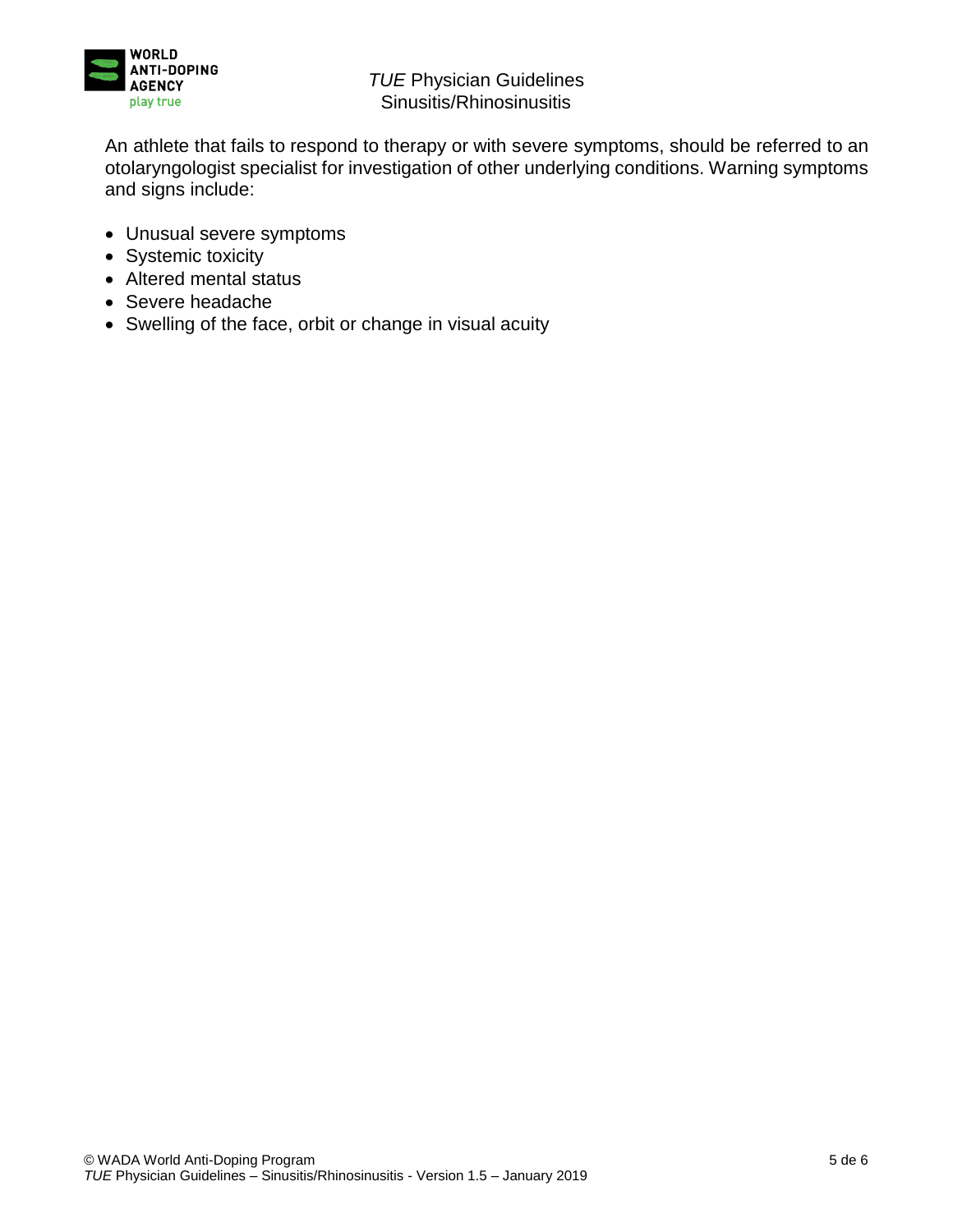An athlete that fails to respond to therapy or with severe symptoms, should be referred to an otolaryngologist specialist for investigation of other underlying conditions. Warning symptoms and signs include:

- Unusual severe symptoms
- Systemic toxicity
- Altered mental status
- Severe headache
- Swelling of the face, orbit or change in visual acuity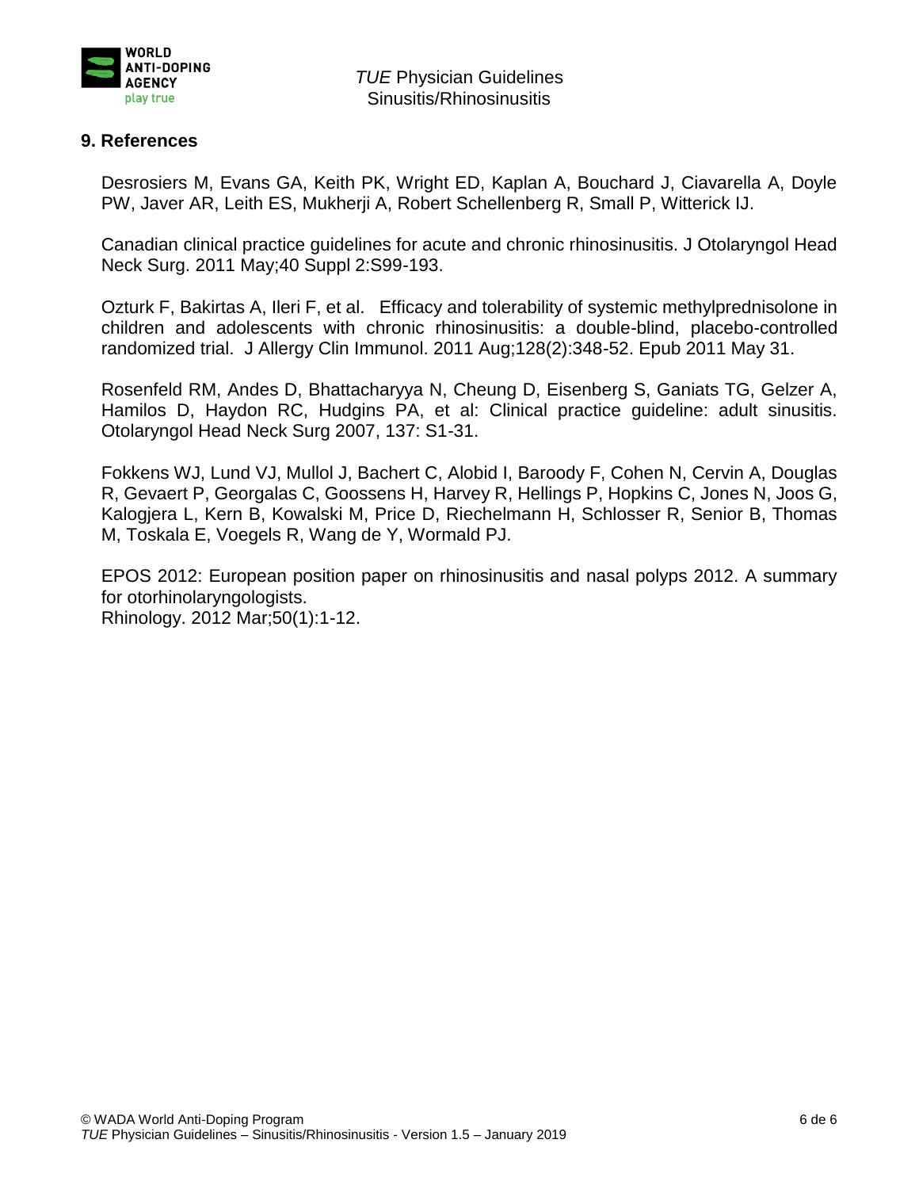## 9. References

Desrosiers M, Evans GA, Keith PK, Wright ED, Kaplan A, Bouchard J, Ciavarella A, Doyle PW, Javer AR, Leith ES, Mukherji A, Robert Schellenberg R, Small P, Witterick IJ.

Canadian clinical practice guidelines for acute and chronic rhinosinusitis. J Otolaryngol Head Neck Surg. 2011 May;40 Suppl 2:S99-193.

Ozturk F, Bakirtas A, Ileri F, et al. Efficacy and tolerability of systemic methylprednisolone in children and adolescents with chronic rhinosinusitis: a double-blind, placebo-controlled randomized trial. J Allergy Clin Immunol. 2011 Aug;128(2):348-52. Epub 2011 May 31.

Rosenfeld RM, Andes D, Bhattacharyya N, Cheung D, Eisenberg S, Ganiats TG, Gelzer A, Hamilos D, Haydon RC, Hudgins PA, et al: Clinical practice guideline: adult sinusitis. Otolaryngol Head Neck Surg 2007, 137: S1-31.

Fokkens WJ, Lund VJ, Mullol J, Bachert C, Alobid I, Baroody F, Cohen N, Cervin A, Douglas R, Gevaert P, Georgalas C, Goossens H, Harvey R, Hellings P, Hopkins C, Jones N, Joos G, Kalogjera L, Kern B, Kowalski M, Price D, Riechelmann H, Schlosser R, Senior B, Thomas M, Toskala E, Voegels R, Wang de Y, Wormald PJ.

EPOS 2012: European position paper on rhinosinusitis and nasal polyps 2012. A summary for otorhinolaryngologists.
Rhinology. 2012 Mar;50(1):1-12.